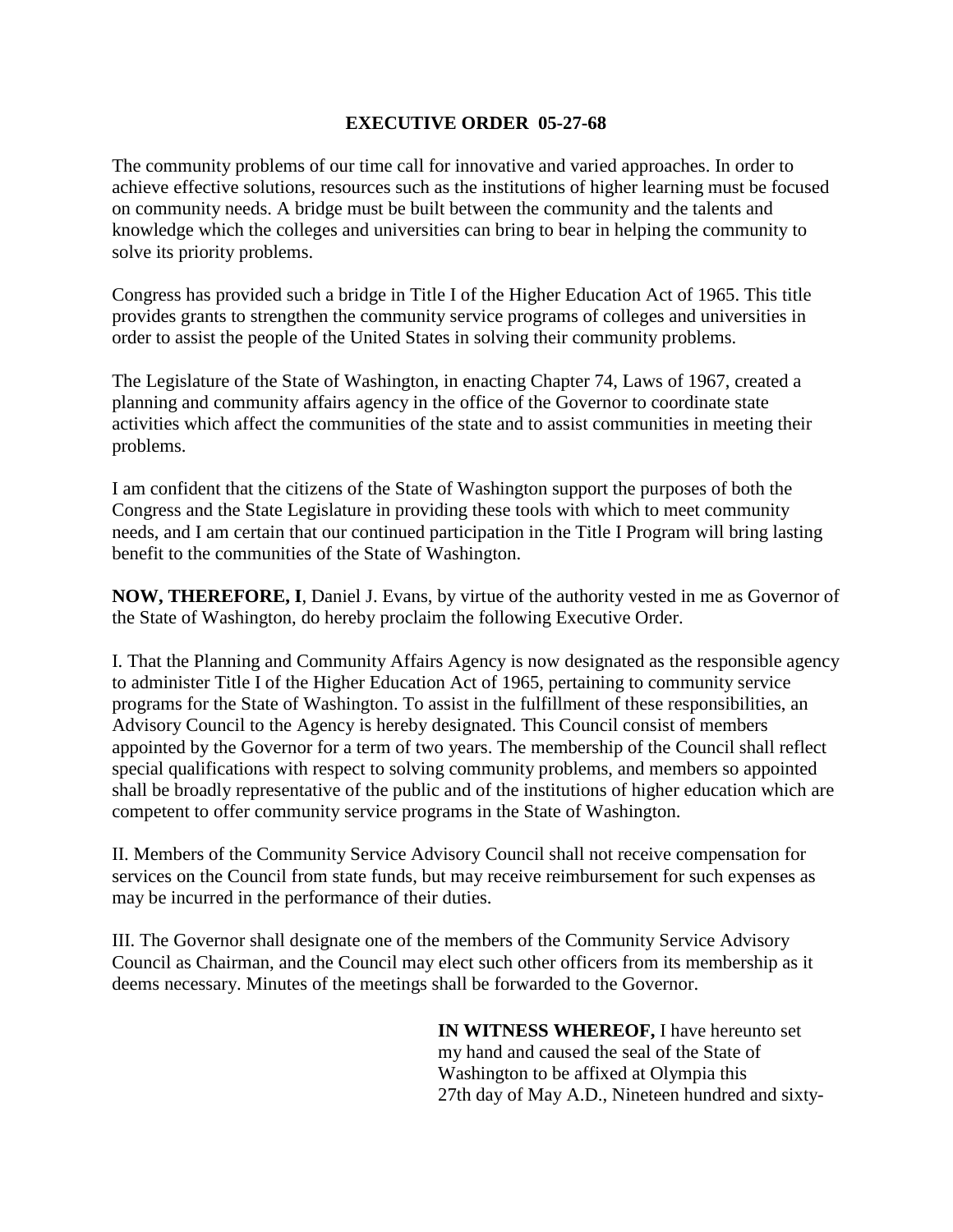# EXECUTIVE ORDER 05-27-68

The community problems of our time call for innovative and varied approaches. In order to achieve effective solutions, resources such as the institutions of higher learning must be focused on community needs. A bridge must be built between the community and the talents and knowledge which the colleges and universities can bring to bear in helping the community to solve its priority problems.

Congress has provided such a bridge in Title I of the Higher Education Act of 1965. This title provides grants to strengthen the community service programs of colleges and universities in order to assist the people of the United States in solving their community problems.

The Legislature of the State of Washington, in enacting Chapter 74, Laws of 1967, created a planning and community affairs agency in the office of the Governor to coordinate state activities which affect the communities of the state and to assist communities in meeting their problems.

I am confident that the citizens of the State of Washington support the purposes of both the Congress and the State Legislature in providing these tools with which to meet community needs, and I am certain that our continued participation in the Title I Program will bring lasting benefit to the communities of the State of Washington.

**NOW, THEREFORE, I**, Daniel J. Evans, by virtue of the authority vested in me as Governor of the State of Washington, do hereby proclaim the following Executive Order.

I. That the Planning and Community Affairs Agency is now designated as the responsible agency to administer Title I of the Higher Education Act of 1965, pertaining to community service programs for the State of Washington. To assist in the fulfillment of these responsibilities, an Advisory Council to the Agency is hereby designated. This Council consist of members appointed by the Governor for a term of two years. The membership of the Council shall reflect special qualifications with respect to solving community problems, and members so appointed shall be broadly representative of the public and of the institutions of higher education which are competent to offer community service programs in the State of Washington.

II. Members of the Community Service Advisory Council shall not receive compensation for services on the Council from state funds, but may receive reimbursement for such expenses as may be incurred in the performance of their duties.

III. The Governor shall designate one of the members of the Community Service Advisory Council as Chairman, and the Council may elect such other officers from its membership as it deems necessary. Minutes of the meetings shall be forwarded to the Governor.

**IN WITNESS WHEREOF,** I have hereunto set my hand and caused the seal of the State of Washington to be affixed at Olympia this 27th day of May A.D., Nineteen hundred and sixty-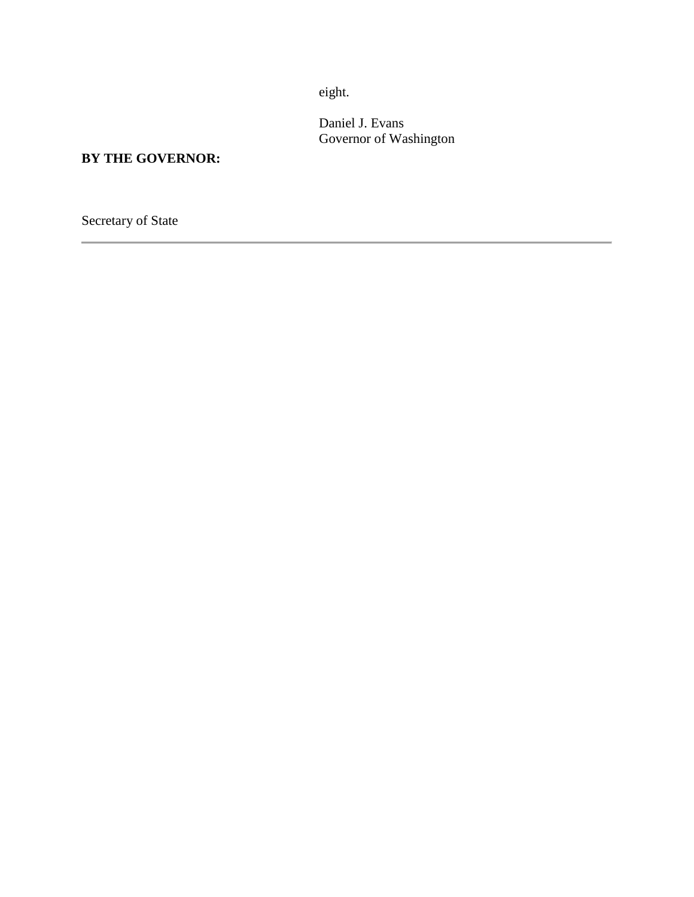eight.

Daniel J. Evans
Governor of Washington

**BY THE GOVERNOR:**

Secretary of State

---